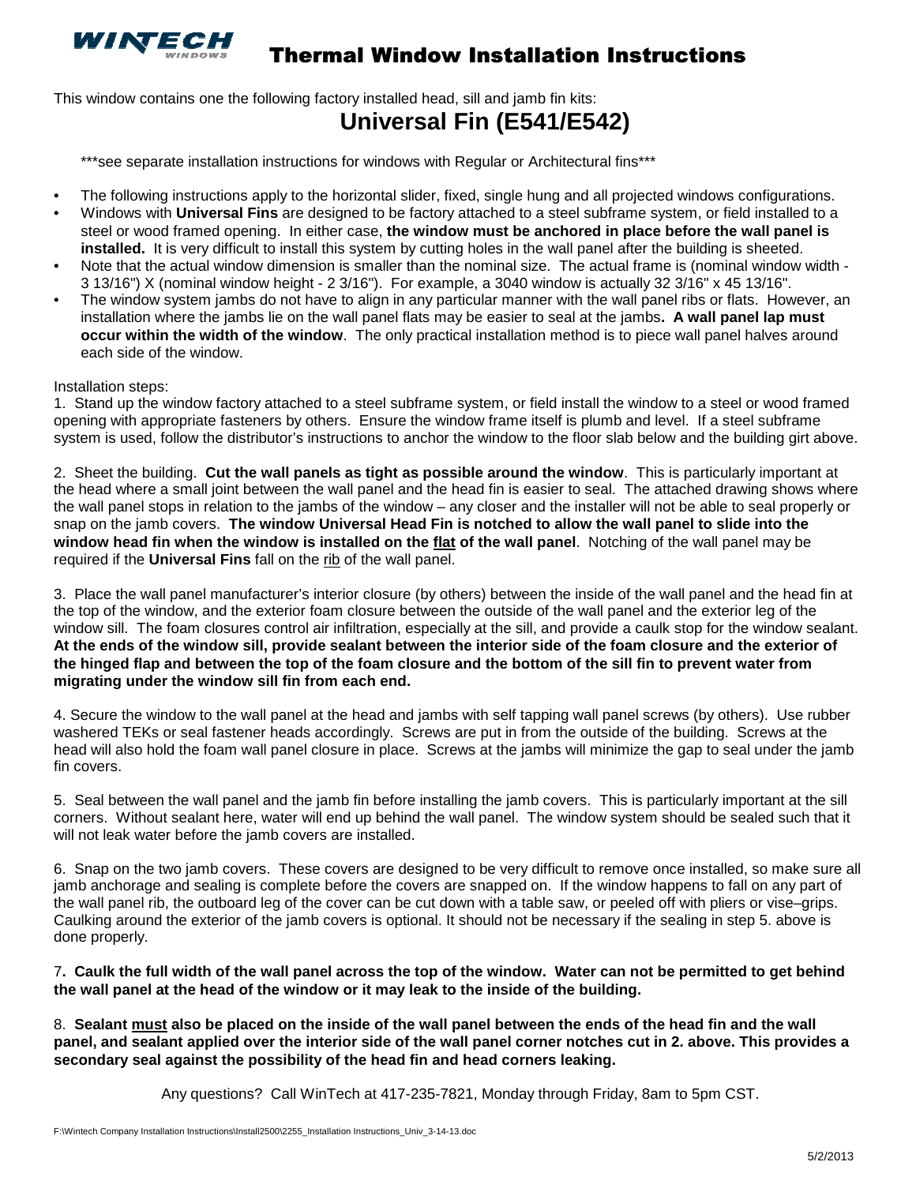# Thermal Window Installation Instructions

This window contains one the following factory installed head, sill and jamb fin kits:

## Universal Fin (E541/E542)

***see separate installation instructions for windows with Regular or Architectural fins***

- The following instructions apply to the horizontal slider, fixed, single hung and all projected windows configurations.
- Windows with **Universal Fins** are designed to be factory attached to a steel subframe system, or field installed to a steel or wood framed opening. In either case, **the window must be anchored in place before the wall panel is installed.** It is very difficult to install this system by cutting holes in the wall panel after the building is sheeted.
- Note that the actual window dimension is smaller than the nominal size. The actual frame is (nominal window width - 3 13/16") X (nominal window height - 2 3/16"). For example, a 3040 window is actually 32 3/16" x 45 13/16".
- The window system jambs do not have to align in any particular manner with the wall panel ribs or flats. However, an installation where the jambs lie on the wall panel flats may be easier to seal at the jambs**. A wall panel lap must occur within the width of the window**. The only practical installation method is to piece wall panel halves around each side of the window.

Installation steps:

1. Stand up the window factory attached to a steel subframe system, or field install the window to a steel or wood framed opening with appropriate fasteners by others. Ensure the window frame itself is plumb and level. If a steel subframe system is used, follow the distributor's instructions to anchor the window to the floor slab below and the building girt above.

2. Sheet the building. **Cut the wall panels as tight as possible around the window**. This is particularly important at the head where a small joint between the wall panel and the head fin is easier to seal. The attached drawing shows where the wall panel stops in relation to the jambs of the window – any closer and the installer will not be able to seal properly or snap on the jamb covers. **The window Universal Head Fin is notched to allow the wall panel to slide into the window head fin when the window is installed on the flat of the wall panel**. Notching of the wall panel may be required if the **Universal Fins** fall on the rib of the wall panel.

3. Place the wall panel manufacturer's interior closure (by others) between the inside of the wall panel and the head fin at the top of the window, and the exterior foam closure between the outside of the wall panel and the exterior leg of the window sill. The foam closures control air infiltration, especially at the sill, and provide a caulk stop for the window sealant. **At the ends of the window sill, provide sealant between the interior side of the foam closure and the exterior of the hinged flap and between the top of the foam closure and the bottom of the sill fin to prevent water from migrating under the window sill fin from each end.**

4. Secure the window to the wall panel at the head and jambs with self tapping wall panel screws (by others). Use rubber washered TEKs or seal fastener heads accordingly. Screws are put in from the outside of the building. Screws at the head will also hold the foam wall panel closure in place. Screws at the jambs will minimize the gap to seal under the jamb fin covers.

5. Seal between the wall panel and the jamb fin before installing the jamb covers. This is particularly important at the sill corners. Without sealant here, water will end up behind the wall panel. The window system should be sealed such that it will not leak water before the jamb covers are installed.

6. Snap on the two jamb covers. These covers are designed to be very difficult to remove once installed, so make sure all jamb anchorage and sealing is complete before the covers are snapped on. If the window happens to fall on any part of the wall panel rib, the outboard leg of the cover can be cut down with a table saw, or peeled off with pliers or vise–grips. Caulking around the exterior of the jamb covers is optional. It should not be necessary if the sealing in step 5. above is done properly.

7**. Caulk the full width of the wall panel across the top of the window. Water can not be permitted to get behind the wall panel at the head of the window or it may leak to the inside of the building.**

8. **Sealant must also be placed on the inside of the wall panel between the ends of the head fin and the wall panel, and sealant applied over the interior side of the wall panel corner notches cut in 2. above. This provides a secondary seal against the possibility of the head fin and head corners leaking.**

Any questions? Call WinTech at 417-235-7821, Monday through Friday, 8am to 5pm CST.

F:\Wintech Company Installation Instructions\Install2500\2255_Installation Instructions_Univ_3-14-13.doc

5/2/2013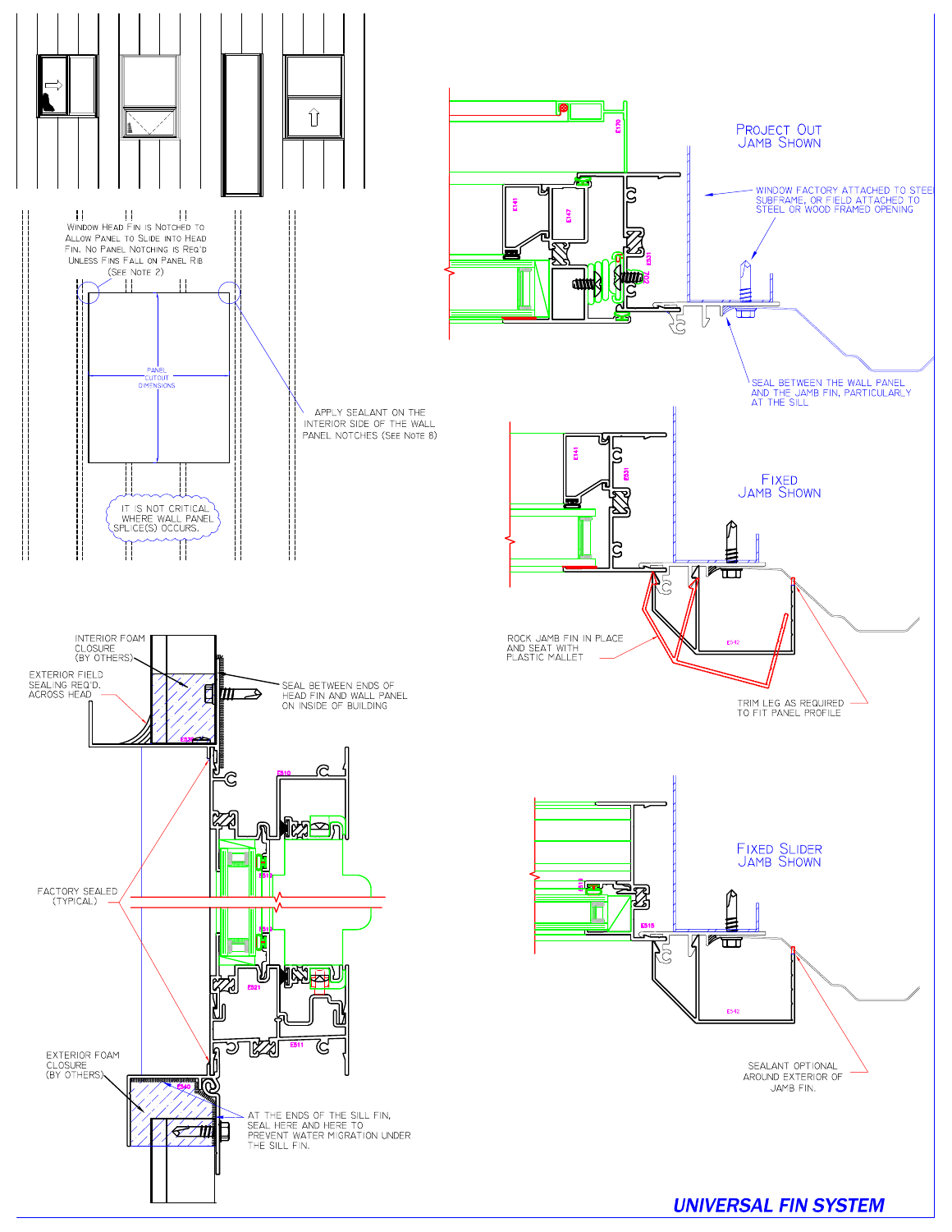Window Head Fin is Notched to Allow Panel to Slide into Head Fin. No Panel Notching is Req'd Unless Fins Fall on Panel Rib (See Note 2)

PANEL CUTOUT DIMENSIONS

APPLY SEALANT ON THE INTERIOR SIDE OF THE WALL PANEL NOTCHES (SEE NOTE 8)

IT IS NOT CRITICAL WHERE WALL PANEL SPLICE(S) OCCURS.

PROJECT OUT JAMB SHOWN

WINDOW FACTORY ATTACHED TO STEEL SUBFRAME, OR FIELD ATTACHED TO STEEL OR WOOD FRAMED OPENING

SEAL BETWEEN THE WALL PANEL AND THE JAMB FIN, PARTICULARLY AT THE SILL

E170 E141 E147 E531 E542

FIXED JAMB SHOWN

ROCK JAMB FIN IN PLACE AND SEAT WITH PLASTIC MALLET

TRIM LEG AS REQUIRED TO FIT PANEL PROFILE

INTERIOR FOAM CLOSURE (BY OTHERS)

EXTERIOR FIELD SEALING REQ'D. ACROSS HEAD

SEAL BETWEEN ENDS OF HEAD FIN AND WALL PANEL ON INSIDE OF BUILDING

FACTORY SEALED (TYPICAL)

E510 E513 E521 E511 E540

EXTERIOR FOAM CLOSURE (BY OTHERS)

AT THE ENDS OF THE SILL FIN, SEAL HERE AND HERE TO PREVENT WATER MIGRATION UNDER THE SILL FIN.

FIXED SLIDER JAMB SHOWN

E515 E542

SEALANT OPTIONAL AROUND EXTERIOR OF JAMB FIN.

**UNIVERSAL FIN SYSTEM**